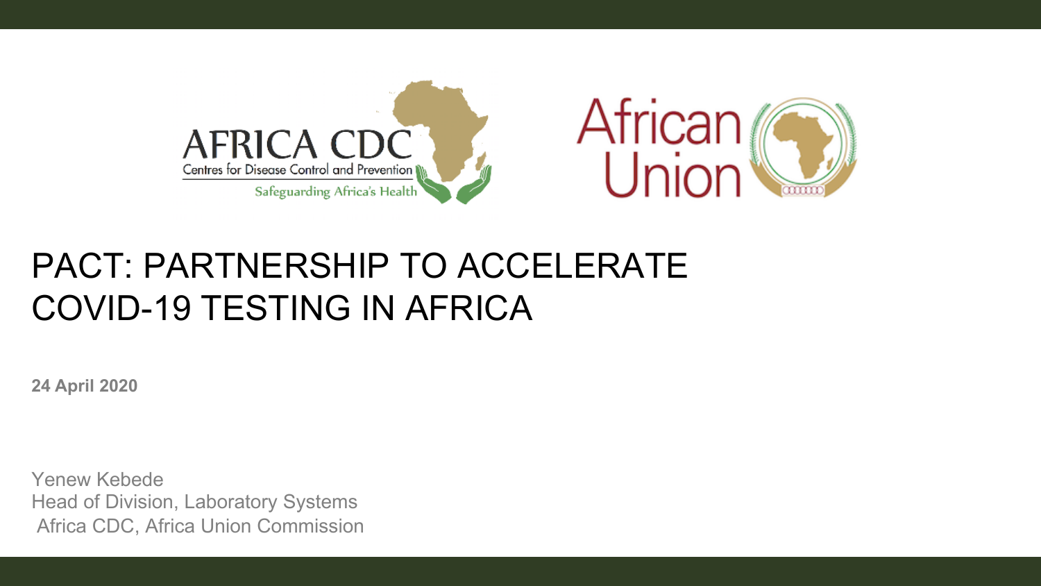AFRICA CDC
Centres for Disease Control and Prevention
Safeguarding Africa's Health

African Union

# PACT: PARTNERSHIP TO ACCELERATE COVID-19 TESTING IN AFRICA

**24 April 2020**

Yenew Kebede
Head of Division, Laboratory Systems
Africa CDC, Africa Union Commission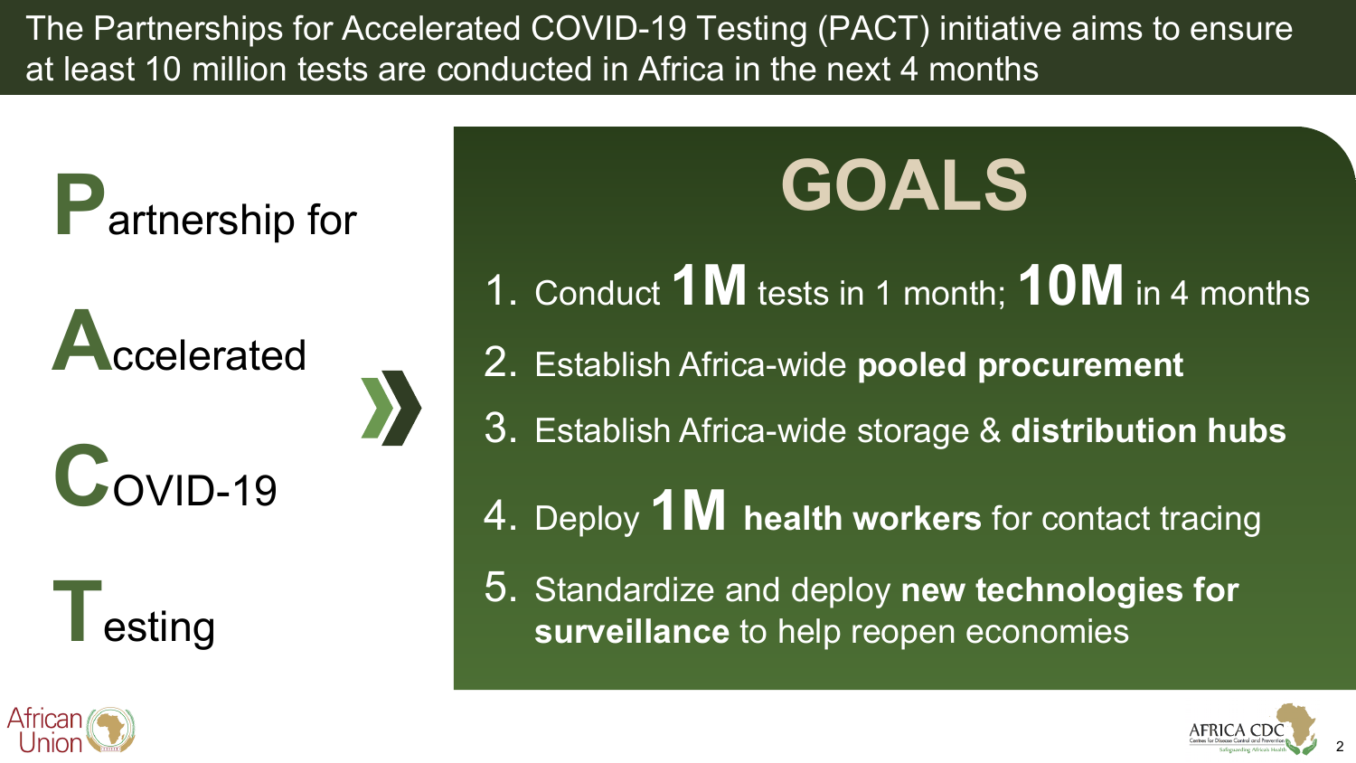# The Partnerships for Accelerated COVID-19 Testing (PACT) initiative aims to ensure at least 10 million tests are conducted in Africa in the next 4 months

**P**artnership for

**A**ccelerated

**C**OVID-19

**T**esting

## GOALS

1. Conduct **1M** tests in 1 month; **10M** in 4 months
2. Establish Africa-wide **pooled procurement**
3. Establish Africa-wide storage & **distribution hubs**
4. Deploy **1M health workers** for contact tracing
5. Standardize and deploy **new technologies for surveillance** to help reopen economies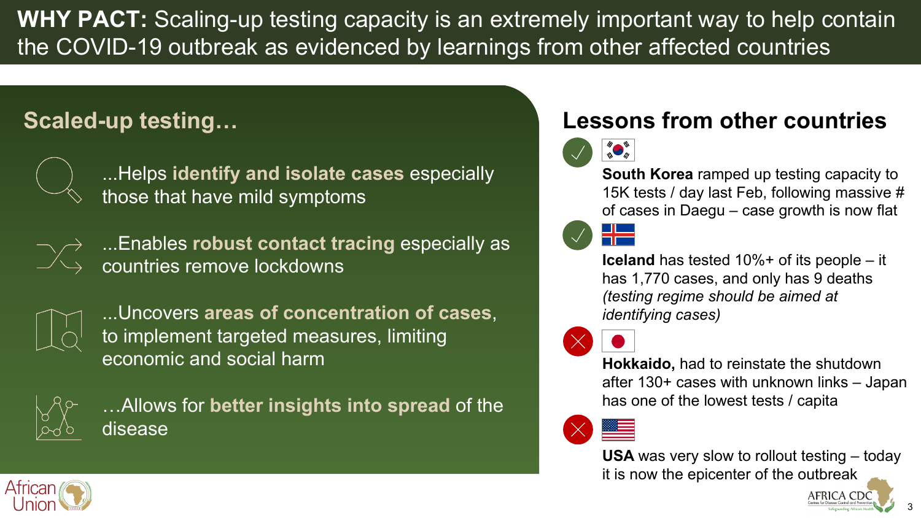# WHY PACT: Scaling-up testing capacity is an extremely important way to help contain the COVID-19 outbreak as evidenced by learnings from other affected countries

## Scaled-up testing…

- ...Helps **identify and isolate cases** especially those that have mild symptoms
- ...Enables **robust contact tracing** especially as countries remove lockdowns
- ...Uncovers **areas of concentration of cases**, to implement targeted measures, limiting economic and social harm
- …Allows for **better insights into spread** of the disease

## Lessons from other countries

- ✓ **South Korea** ramped up testing capacity to 15K tests / day last Feb, following massive # of cases in Daegu – case growth is now flat
- ✓ **Iceland** has tested 10%+ of its people – it has 1,770 cases, and only has 9 deaths *(testing regime should be aimed at identifying cases)*
- ✗ **Hokkaido,** had to reinstate the shutdown after 130+ cases with unknown links – Japan has one of the lowest tests / capita
- ✗ **USA** was very slow to rollout testing – today it is now the epicenter of the outbreak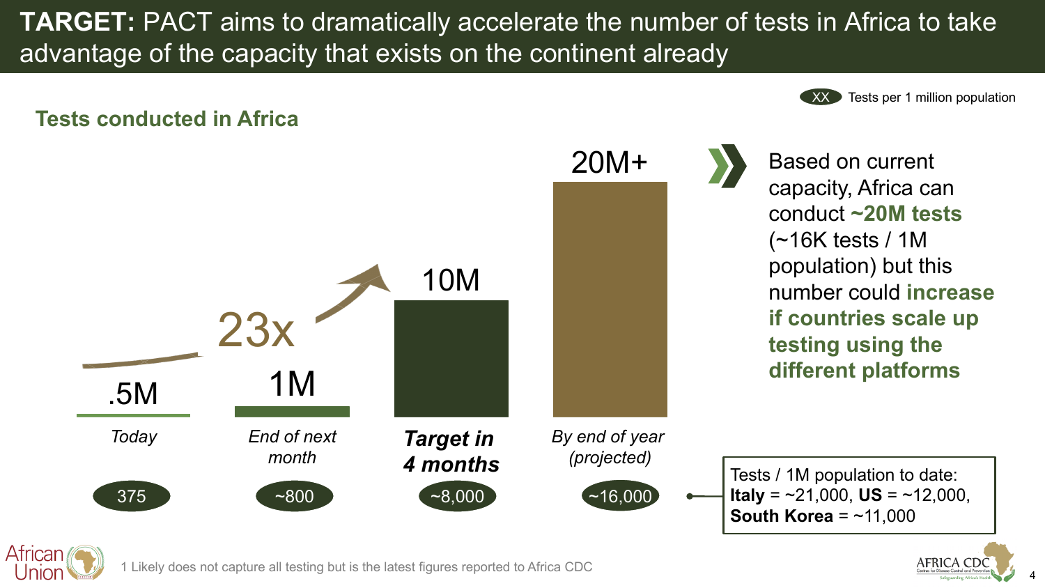# **TARGET:** PACT aims to dramatically accelerate the number of tests in Africa to take advantage of the capacity that exists on the continent already

## Tests conducted in Africa

XX = Tests per 1 million population

| | *Today* | *End of next month* | ***Target in 4 months*** | *By end of year (projected)* |
|---|---|---|---|---|
| Tests | .5M | 1M | 10M | 20M+ |
| Tests per 1 million population | 375 | ~800 | ~8,000 | ~16,000 |

23x

Based on current capacity, Africa can conduct **~20M tests** (~16K tests / 1M population) but this number could **increase if countries scale up testing using the different platforms**

Tests / 1M population to date: **Italy** = ~21,000, **US** = ~12,000, **South Korea** = ~11,000

1 Likely does not capture all testing but is the latest figures reported to Africa CDC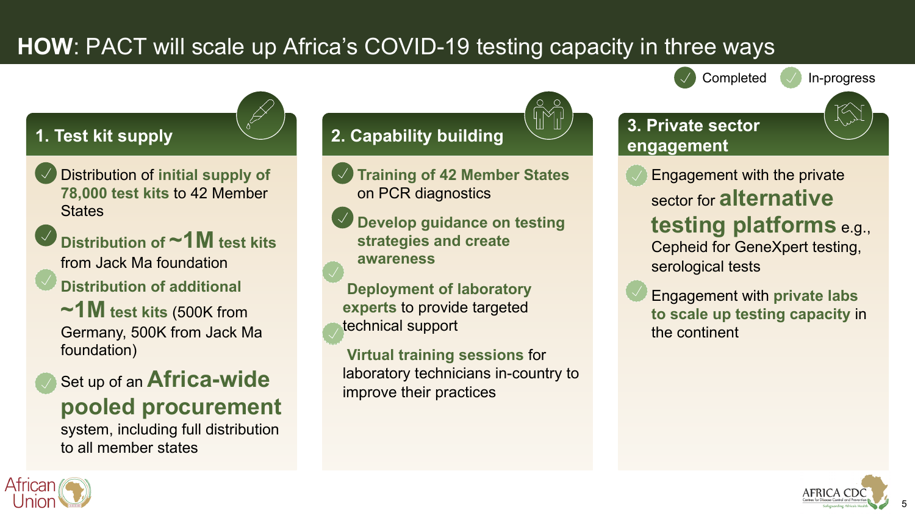# HOW: PACT will scale up Africa's COVID-19 testing capacity in three ways

✓ Completed ✓ In-progress

## 1. Test kit supply

- ✓ (Completed) Distribution of **initial supply of 78,000 test kits** to 42 Member States
- ✓ (Completed) **Distribution of ~1M test kits** from Jack Ma foundation
- ✓ (In-progress) **Distribution of additional ~1M test kits** (500K from Germany, 500K from Jack Ma foundation)
- ✓ (In-progress) Set up of an **Africa-wide pooled procurement** system, including full distribution to all member states

## 2. Capability building

- ✓ (Completed) **Training of 42 Member States** on PCR diagnostics
- ✓ (Completed) **Develop guidance on testing strategies and create awareness**
- ✓ (In-progress) **Deployment of laboratory experts** to provide targeted technical support
- ✓ (In-progress) **Virtual training sessions** for laboratory technicians in-country to improve their practices

## 3. Private sector engagement

- ✓ (In-progress) Engagement with the private sector for **alternative testing platforms** e.g., Cepheid for GeneXpert testing, serological tests
- ✓ (In-progress) Engagement with **private labs to scale up testing capacity** in the continent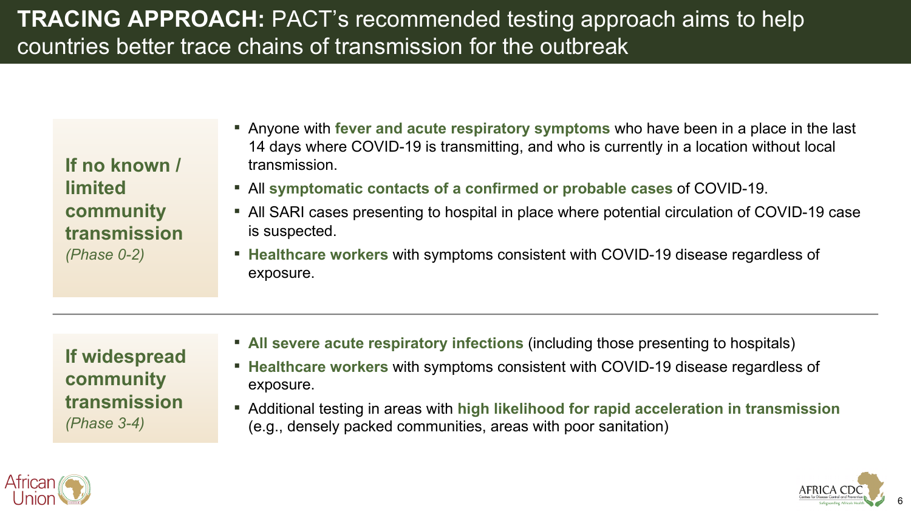# **TRACING APPROACH:** PACT's recommended testing approach aims to help countries better trace chains of transmission for the outbreak

**If no known / limited community transmission**
*(Phase 0-2)*

- Anyone with **fever and acute respiratory symptoms** who have been in a place in the last 14 days where COVID-19 is transmitting, and who is currently in a location without local transmission.
- All **symptomatic contacts of a confirmed or probable cases** of COVID-19.
- All SARI cases presenting to hospital in place where potential circulation of COVID-19 case is suspected.
- **Healthcare workers** with symptoms consistent with COVID-19 disease regardless of exposure.

**If widespread community transmission**
*(Phase 3-4)*

- **All severe acute respiratory infections** (including those presenting to hospitals)
- **Healthcare workers** with symptoms consistent with COVID-19 disease regardless of exposure.
- Additional testing in areas with **high likelihood for rapid acceleration in transmission** (e.g., densely packed communities, areas with poor sanitation)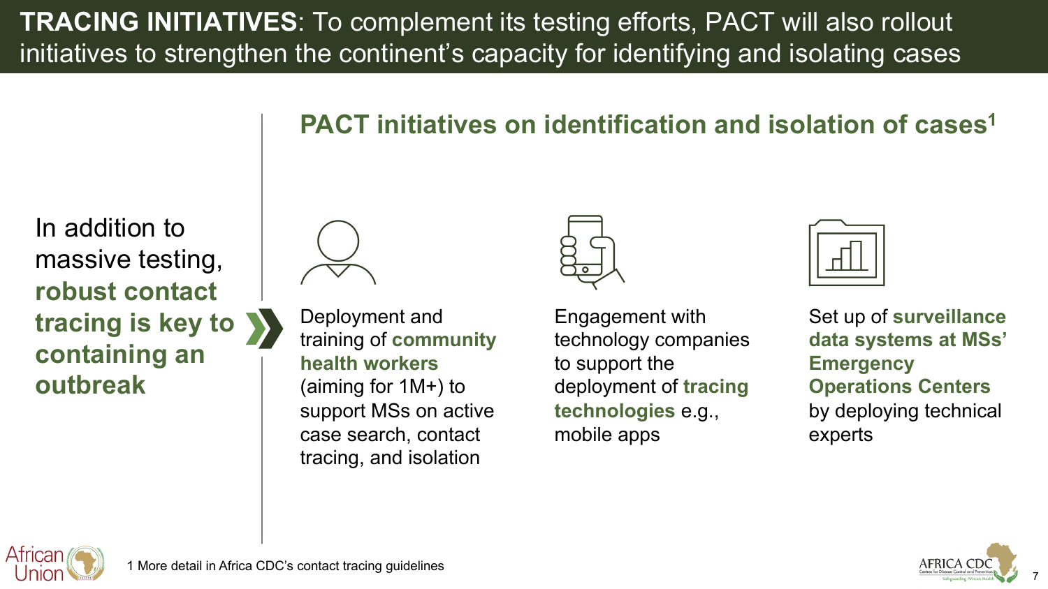# **TRACING INITIATIVES**: To complement its testing efforts, PACT will also rollout initiatives to strengthen the continent's capacity for identifying and isolating cases

## PACT initiatives on identification and isolation of cases[1]

In addition to massive testing, **robust contact tracing is key to containing an outbreak**

- Deployment and training of **community health workers** (aiming for 1M+) to support MSs on active case search, contact tracing, and isolation
- Engagement with technology companies to support the deployment of **tracing technologies** e.g., mobile apps
- Set up of **surveillance data systems at MSs' Emergency Operations Centers** by deploying technical experts

1 More detail in Africa CDC's contact tracing guidelines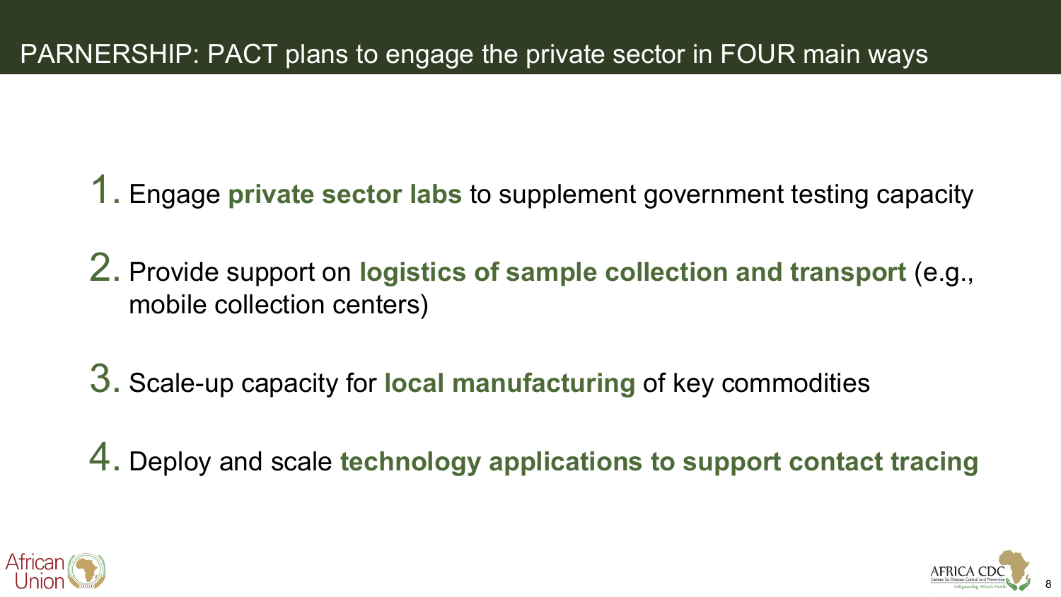# PARNERSHIP: PACT plans to engage the private sector in FOUR main ways

1. Engage **private sector labs** to supplement government testing capacity

2. Provide support on **logistics of sample collection and transport** (e.g., mobile collection centers)

3. Scale-up capacity for **local manufacturing** of key commodities

4. Deploy and scale **technology applications to support contact tracing**